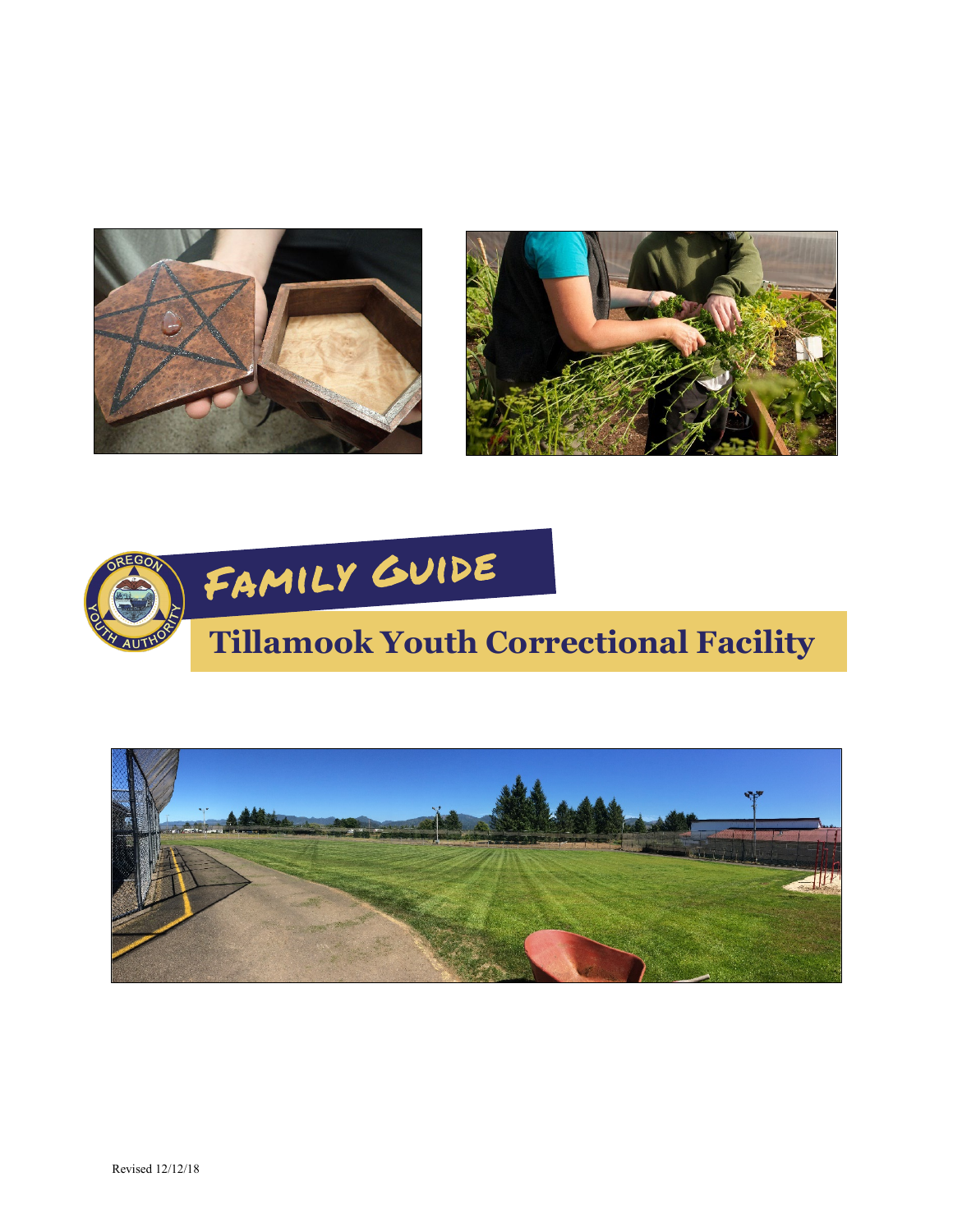# Family Guide

## Tillamook Youth Correctional Facility

Revised 12/12/18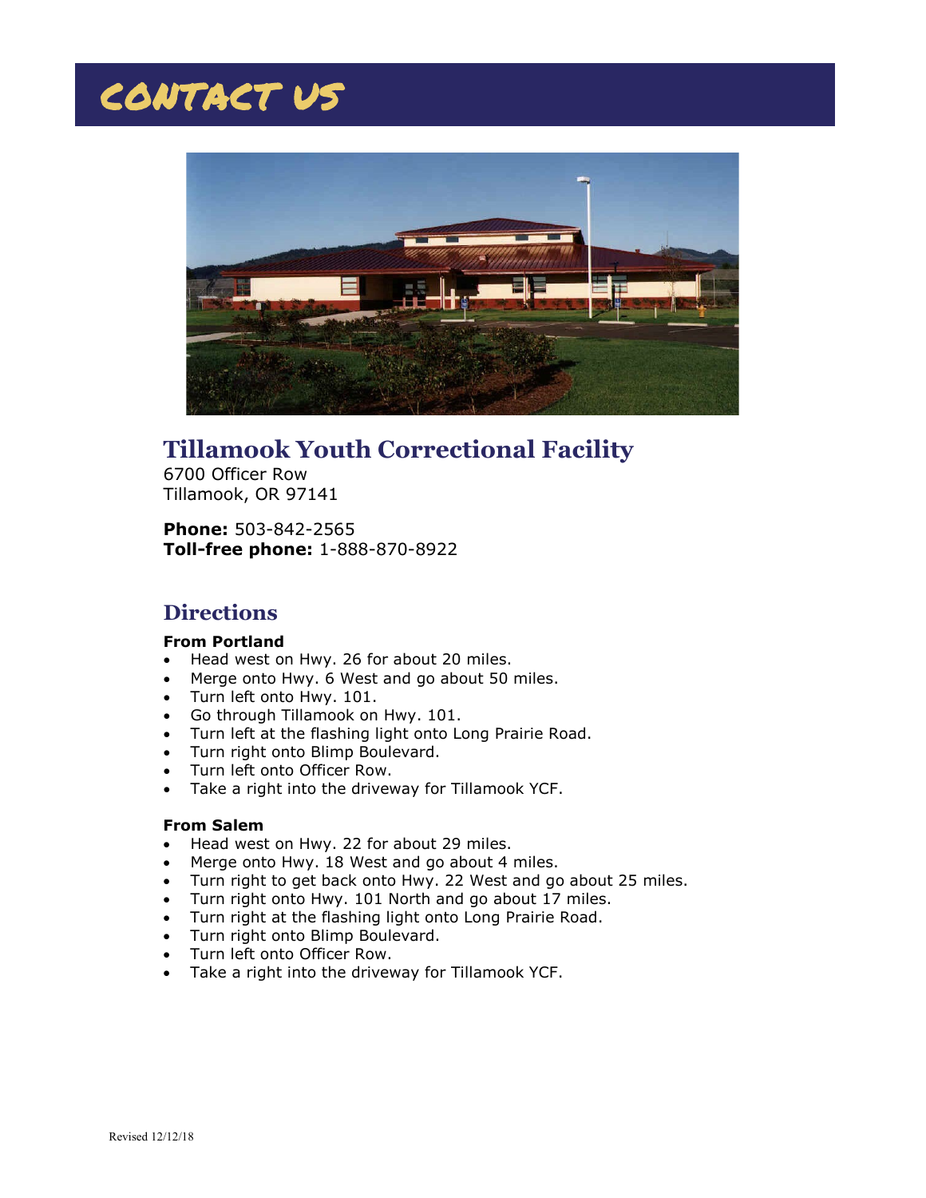# CONTACT US

## Tillamook Youth Correctional Facility

6700 Officer Row
Tillamook, OR 97141

**Phone:** 503-842-2565
**Toll-free phone:** 1-888-870-8922

## Directions

**From Portland**

- Head west on Hwy. 26 for about 20 miles.
- Merge onto Hwy. 6 West and go about 50 miles.
- Turn left onto Hwy. 101.
- Go through Tillamook on Hwy. 101.
- Turn left at the flashing light onto Long Prairie Road.
- Turn right onto Blimp Boulevard.
- Turn left onto Officer Row.
- Take a right into the driveway for Tillamook YCF.

**From Salem**

- Head west on Hwy. 22 for about 29 miles.
- Merge onto Hwy. 18 West and go about 4 miles.
- Turn right to get back onto Hwy. 22 West and go about 25 miles.
- Turn right onto Hwy. 101 North and go about 17 miles.
- Turn right at the flashing light onto Long Prairie Road.
- Turn right onto Blimp Boulevard.
- Turn left onto Officer Row.
- Take a right into the driveway for Tillamook YCF.

Revised 12/12/18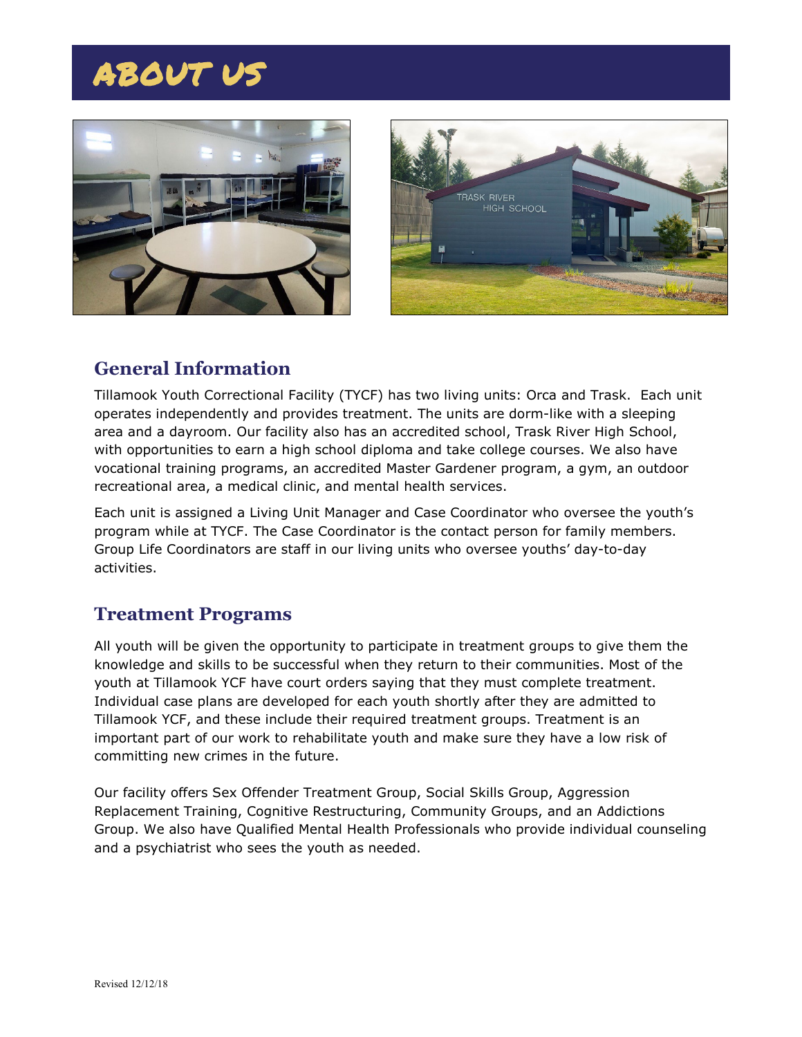# ABOUT US

## General Information

Tillamook Youth Correctional Facility (TYCF) has two living units: Orca and Trask.  Each unit operates independently and provides treatment. The units are dorm-like with a sleeping area and a dayroom. Our facility also has an accredited school, Trask River High School, with opportunities to earn a high school diploma and take college courses. We also have vocational training programs, an accredited Master Gardener program, a gym, an outdoor recreational area, a medical clinic, and mental health services.

Each unit is assigned a Living Unit Manager and Case Coordinator who oversee the youth's program while at TYCF. The Case Coordinator is the contact person for family members. Group Life Coordinators are staff in our living units who oversee youths' day-to-day activities.

## Treatment Programs

All youth will be given the opportunity to participate in treatment groups to give them the knowledge and skills to be successful when they return to their communities. Most of the youth at Tillamook YCF have court orders saying that they must complete treatment. Individual case plans are developed for each youth shortly after they are admitted to Tillamook YCF, and these include their required treatment groups. Treatment is an important part of our work to rehabilitate youth and make sure they have a low risk of committing new crimes in the future.

Our facility offers Sex Offender Treatment Group, Social Skills Group, Aggression Replacement Training, Cognitive Restructuring, Community Groups, and an Addictions Group. We also have Qualified Mental Health Professionals who provide individual counseling and a psychiatrist who sees the youth as needed.

Revised 12/12/18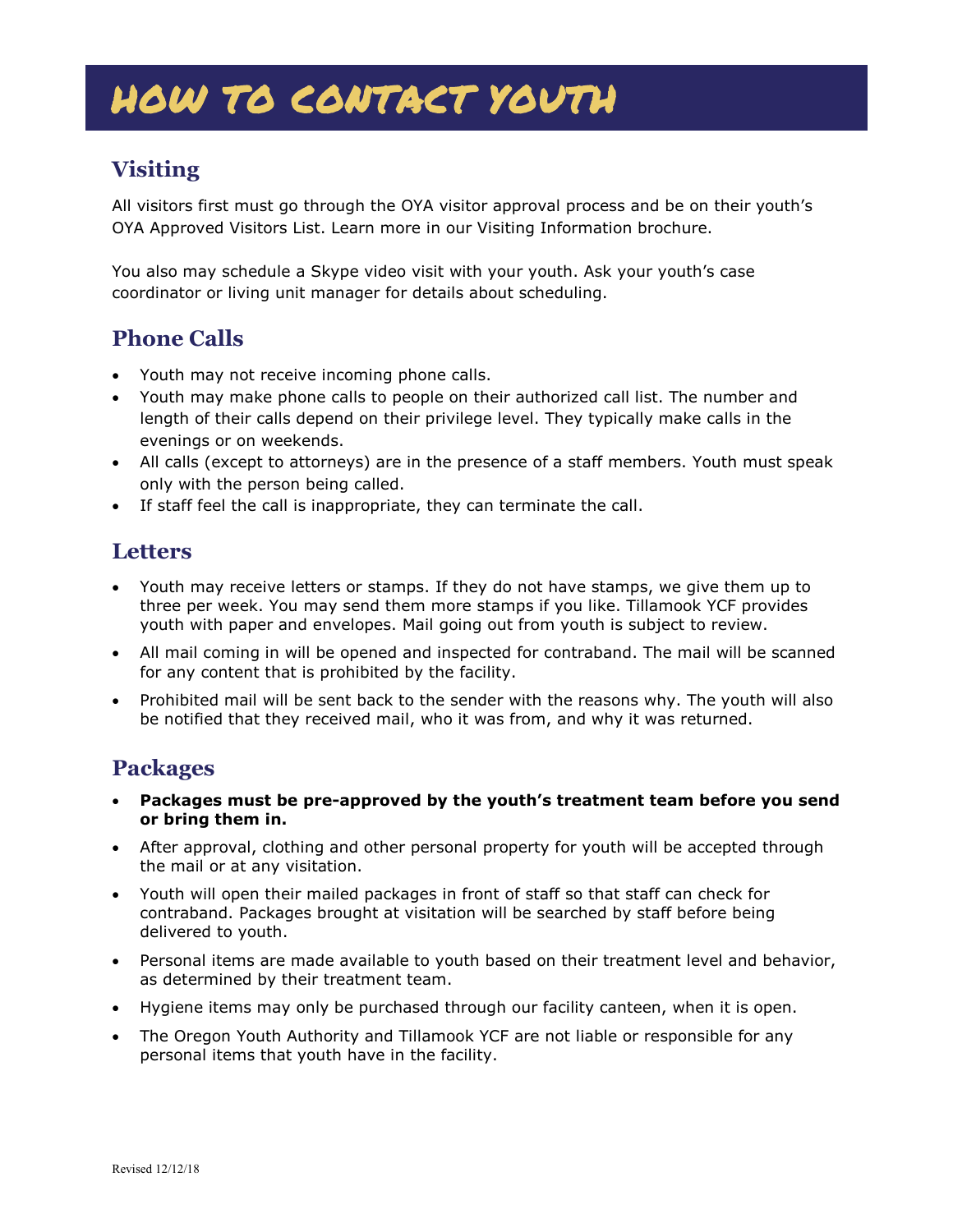# HOW TO CONTACT YOUTH

## Visiting

All visitors first must go through the OYA visitor approval process and be on their youth's OYA Approved Visitors List. Learn more in our Visiting Information brochure.

You also may schedule a Skype video visit with your youth. Ask your youth's case coordinator or living unit manager for details about scheduling.

## Phone Calls

- Youth may not receive incoming phone calls.
- Youth may make phone calls to people on their authorized call list. The number and length of their calls depend on their privilege level. They typically make calls in the evenings or on weekends.
- All calls (except to attorneys) are in the presence of a staff members. Youth must speak only with the person being called.
- If staff feel the call is inappropriate, they can terminate the call.

## Letters

- Youth may receive letters or stamps. If they do not have stamps, we give them up to three per week. You may send them more stamps if you like. Tillamook YCF provides youth with paper and envelopes. Mail going out from youth is subject to review.
- All mail coming in will be opened and inspected for contraband. The mail will be scanned for any content that is prohibited by the facility.
- Prohibited mail will be sent back to the sender with the reasons why. The youth will also be notified that they received mail, who it was from, and why it was returned.

## Packages

- **Packages must be pre-approved by the youth's treatment team before you send or bring them in.**
- After approval, clothing and other personal property for youth will be accepted through the mail or at any visitation.
- Youth will open their mailed packages in front of staff so that staff can check for contraband. Packages brought at visitation will be searched by staff before being delivered to youth.
- Personal items are made available to youth based on their treatment level and behavior, as determined by their treatment team.
- Hygiene items may only be purchased through our facility canteen, when it is open.
- The Oregon Youth Authority and Tillamook YCF are not liable or responsible for any personal items that youth have in the facility.

Revised 12/12/18